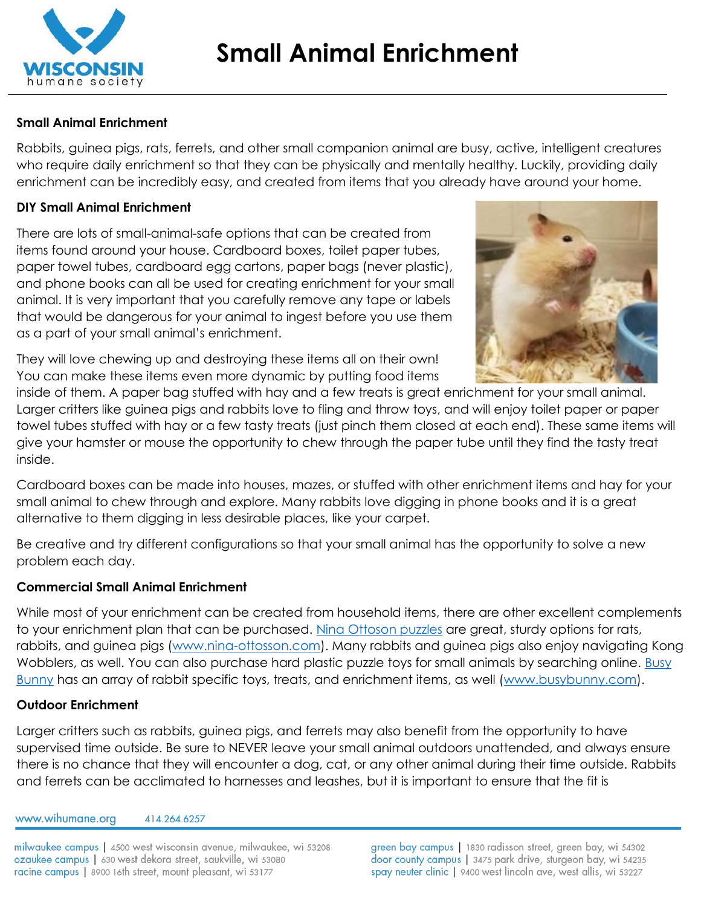# Small Animal Enrichment

## Small Animal Enrichment

Rabbits, guinea pigs, rats, ferrets, and other small companion animal are busy, active, intelligent creatures who require daily enrichment so that they can be physically and mentally healthy. Luckily, providing daily enrichment can be incredibly easy, and created from items that you already have around your home.

## DIY Small Animal Enrichment

There are lots of small-animal-safe options that can be created from items found around your house. Cardboard boxes, toilet paper tubes, paper towel tubes, cardboard egg cartons, paper bags (never plastic), and phone books can all be used for creating enrichment for your small animal. It is very important that you carefully remove any tape or labels that would be dangerous for your animal to ingest before you use them as a part of your small animal's enrichment.

They will love chewing up and destroying these items all on their own! You can make these items even more dynamic by putting food items inside of them. A paper bag stuffed with hay and a few treats is great enrichment for your small animal. Larger critters like guinea pigs and rabbits love to fling and throw toys, and will enjoy toilet paper or paper towel tubes stuffed with hay or a few tasty treats (just pinch them closed at each end). These same items will give your hamster or mouse the opportunity to chew through the paper tube until they find the tasty treat inside.

Cardboard boxes can be made into houses, mazes, or stuffed with other enrichment items and hay for your small animal to chew through and explore. Many rabbits love digging in phone books and it is a great alternative to them digging in less desirable places, like your carpet.

Be creative and try different configurations so that your small animal has the opportunity to solve a new problem each day.

## Commercial Small Animal Enrichment

While most of your enrichment can be created from household items, there are other excellent complements to your enrichment plan that can be purchased. Nina Ottoson puzzles are great, sturdy options for rats, rabbits, and guinea pigs (www.nina-ottosson.com). Many rabbits and guinea pigs also enjoy navigating Kong Wobblers, as well. You can also purchase hard plastic puzzle toys for small animals by searching online. Busy Bunny has an array of rabbit specific toys, treats, and enrichment items, as well (www.busybunny.com).

## Outdoor Enrichment

Larger critters such as rabbits, guinea pigs, and ferrets may also benefit from the opportunity to have supervised time outside. Be sure to NEVER leave your small animal outdoors unattended, and always ensure there is no chance that they will encounter a dog, cat, or any other animal during their time outside. Rabbits and ferrets can be acclimated to harnesses and leashes, but it is important to ensure that the fit is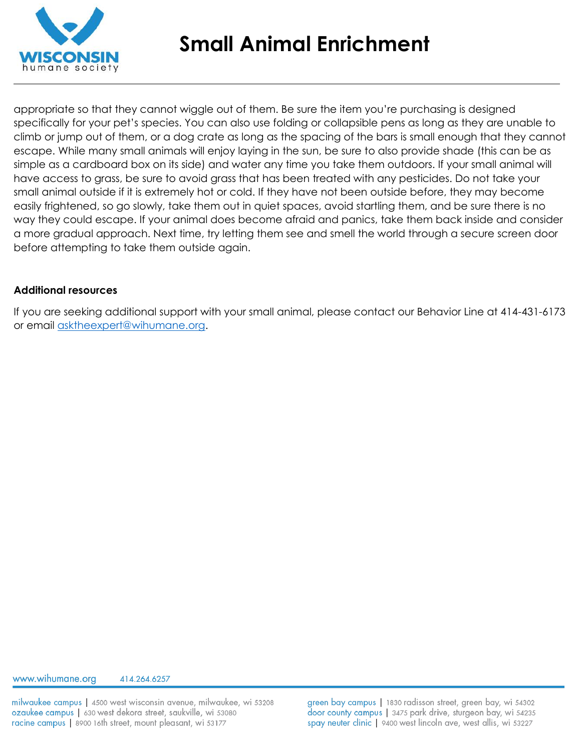appropriate so that they cannot wiggle out of them. Be sure the item you're purchasing is designed specifically for your pet's species. You can also use folding or collapsible pens as long as they are unable to climb or jump out of them, or a dog crate as long as the spacing of the bars is small enough that they cannot escape. While many small animals will enjoy laying in the sun, be sure to also provide shade (this can be as simple as a cardboard box on its side) and water any time you take them outdoors. If your small animal will have access to grass, be sure to avoid grass that has been treated with any pesticides. Do not take your small animal outside if it is extremely hot or cold. If they have not been outside before, they may become easily frightened, so go slowly, take them out in quiet spaces, avoid startling them, and be sure there is no way they could escape. If your animal does become afraid and panics, take them back inside and consider a more gradual approach. Next time, try letting them see and smell the world through a secure screen door before attempting to take them outside again.

**Additional resources**

If you are seeking additional support with your small animal, please contact our Behavior Line at 414-431-6173 or email [asktheexpert@wihumane.org](mailto:asktheexpert@wihumane.org).